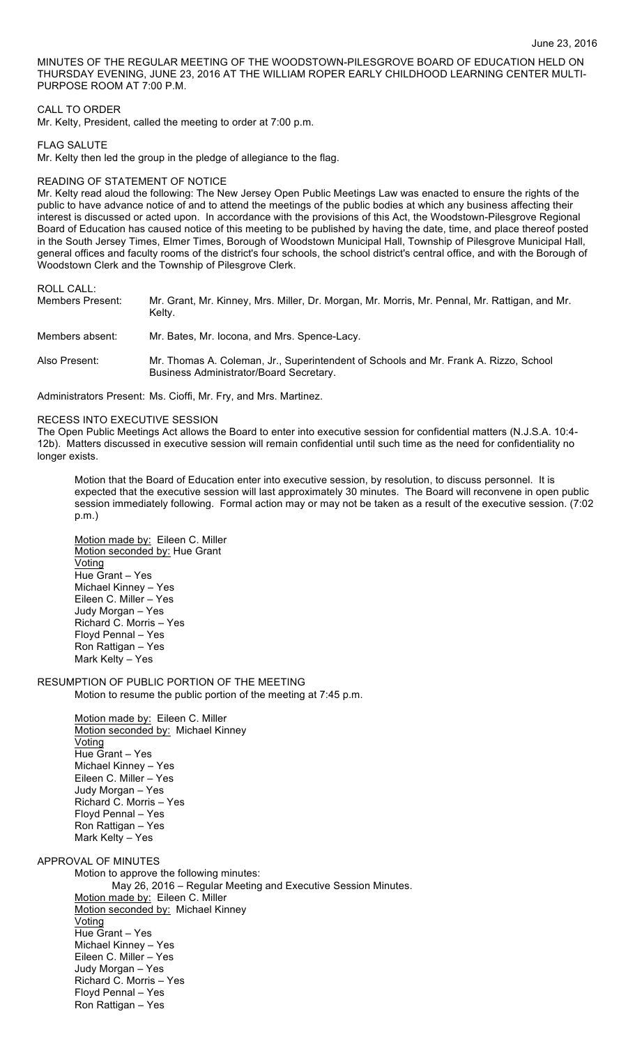June 23, 2016

MINUTES OF THE REGULAR MEETING OF THE WOODSTOWN-PILESGROVE BOARD OF EDUCATION HELD ON THURSDAY EVENING, JUNE 23, 2016 AT THE WILLIAM ROPER EARLY CHILDHOOD LEARNING CENTER MULTI-PURPOSE ROOM AT 7:00 P.M.

CALL TO ORDER

Mr. Kelty, President, called the meeting to order at 7:00 p.m.

FLAG SALUTE

Mr. Kelty then led the group in the pledge of allegiance to the flag.

READING OF STATEMENT OF NOTICE

Mr. Kelty read aloud the following: The New Jersey Open Public Meetings Law was enacted to ensure the rights of the public to have advance notice of and to attend the meetings of the public bodies at which any business affecting their interest is discussed or acted upon. In accordance with the provisions of this Act, the Woodstown-Pilesgrove Regional Board of Education has caused notice of this meeting to be published by having the date, time, and place thereof posted in the South Jersey Times, Elmer Times, Borough of Woodstown Municipal Hall, Township of Pilesgrove Municipal Hall, general offices and faculty rooms of the district's four schools, the school district's central office, and with the Borough of Woodstown Clerk and the Township of Pilesgrove Clerk.

ROLL CALL:

Members Present: Mr. Grant, Mr. Kinney, Mrs. Miller, Dr. Morgan, Mr. Morris, Mr. Pennal, Mr. Rattigan, and Mr. Kelty.

Members absent: Mr. Bates, Mr. Iocona, and Mrs. Spence-Lacy.

Also Present: Mr. Thomas A. Coleman, Jr., Superintendent of Schools and Mr. Frank A. Rizzo, School Business Administrator/Board Secretary.

Administrators Present: Ms. Cioffi, Mr. Fry, and Mrs. Martinez.

RECESS INTO EXECUTIVE SESSION

The Open Public Meetings Act allows the Board to enter into executive session for confidential matters (N.J.S.A. 10:4-12b). Matters discussed in executive session will remain confidential until such time as the need for confidentiality no longer exists.

Motion that the Board of Education enter into executive session, by resolution, to discuss personnel. It is expected that the executive session will last approximately 30 minutes. The Board will reconvene in open public session immediately following. Formal action may or may not be taken as a result of the executive session. (7:02 p.m.)

Motion made by: Eileen C. Miller
Motion seconded by: Hue Grant
Voting
Hue Grant – Yes
Michael Kinney – Yes
Eileen C. Miller – Yes
Judy Morgan – Yes
Richard C. Morris – Yes
Floyd Pennal – Yes
Ron Rattigan – Yes
Mark Kelty – Yes

RESUMPTION OF PUBLIC PORTION OF THE MEETING

Motion to resume the public portion of the meeting at 7:45 p.m.

Motion made by: Eileen C. Miller
Motion seconded by: Michael Kinney
Voting
Hue Grant – Yes
Michael Kinney – Yes
Eileen C. Miller – Yes
Judy Morgan – Yes
Richard C. Morris – Yes
Floyd Pennal – Yes
Ron Rattigan – Yes
Mark Kelty – Yes

APPROVAL OF MINUTES

Motion to approve the following minutes:

May 26, 2016 – Regular Meeting and Executive Session Minutes.

Motion made by: Eileen C. Miller
Motion seconded by: Michael Kinney
Voting
Hue Grant – Yes
Michael Kinney – Yes
Eileen C. Miller – Yes
Judy Morgan – Yes
Richard C. Morris – Yes
Floyd Pennal – Yes
Ron Rattigan – Yes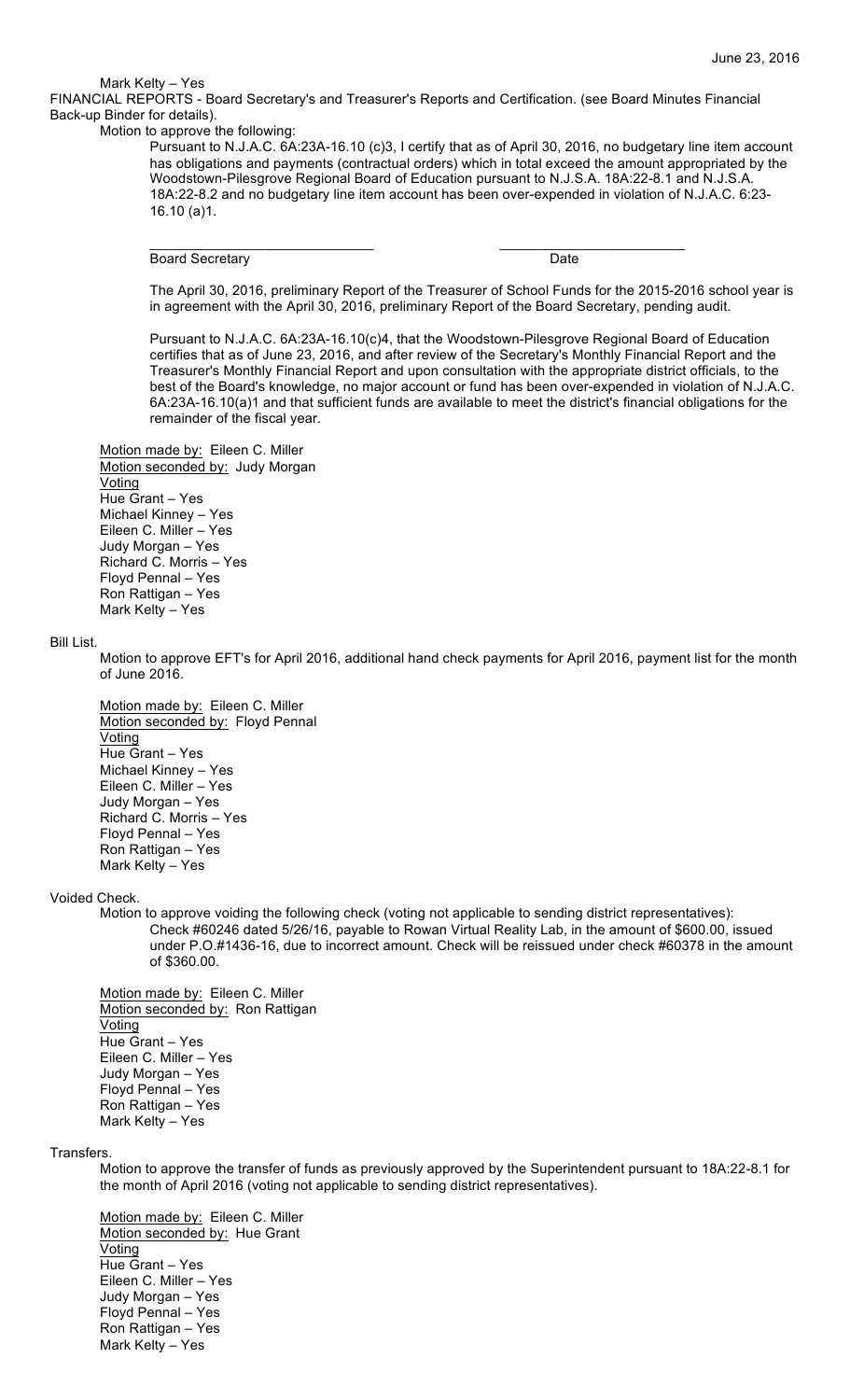Mark Kelty – Yes

FINANCIAL REPORTS - Board Secretary's and Treasurer's Reports and Certification. (see Board Minutes Financial Back-up Binder for details).

Motion to approve the following:

Pursuant to N.J.A.C. 6A:23A-16.10 (c)3, I certify that as of April 30, 2016, no budgetary line item account has obligations and payments (contractual orders) which in total exceed the amount appropriated by the Woodstown-Pilesgrove Regional Board of Education pursuant to N.J.S.A. 18A:22-8.1 and N.J.S.A. 18A:22-8.2 and no budgetary line item account has been over-expended in violation of N.J.A.C. 6:23-16.10 (a)1.

\_\_\_\_\_\_\_\_\_\_\_\_\_\_\_\_\_\_\_\_\_\_\_\_\_\_\_\_\_\_ \_\_\_\_\_\_\_\_\_\_\_\_\_\_\_\_\_\_\_\_\_\_\_\_\_\_

Board Secretary Date

The April 30, 2016, preliminary Report of the Treasurer of School Funds for the 2015-2016 school year is in agreement with the April 30, 2016, preliminary Report of the Board Secretary, pending audit.

Pursuant to N.J.A.C. 6A:23A-16.10(c)4, that the Woodstown-Pilesgrove Regional Board of Education certifies that as of June 23, 2016, and after review of the Secretary's Monthly Financial Report and the Treasurer's Monthly Financial Report and upon consultation with the appropriate district officials, to the best of the Board's knowledge, no major account or fund has been over-expended in violation of N.J.A.C. 6A:23A-16.10(a)1 and that sufficient funds are available to meet the district's financial obligations for the remainder of the fiscal year.

Motion made by: Eileen C. Miller
Motion seconded by: Judy Morgan
Voting
Hue Grant – Yes
Michael Kinney – Yes
Eileen C. Miller – Yes
Judy Morgan – Yes
Richard C. Morris – Yes
Floyd Pennal – Yes
Ron Rattigan – Yes
Mark Kelty – Yes

Bill List.

Motion to approve EFT's for April 2016, additional hand check payments for April 2016, payment list for the month of June 2016.

Motion made by: Eileen C. Miller
Motion seconded by: Floyd Pennal
Voting
Hue Grant – Yes
Michael Kinney – Yes
Eileen C. Miller – Yes
Judy Morgan – Yes
Richard C. Morris – Yes
Floyd Pennal – Yes
Ron Rattigan – Yes
Mark Kelty – Yes

Voided Check.

Motion to approve voiding the following check (voting not applicable to sending district representatives):

Check #60246 dated 5/26/16, payable to Rowan Virtual Reality Lab, in the amount of $600.00, issued under P.O.#1436-16, due to incorrect amount. Check will be reissued under check #60378 in the amount of $360.00.

Motion made by: Eileen C. Miller
Motion seconded by: Ron Rattigan
Voting
Hue Grant – Yes
Eileen C. Miller – Yes
Judy Morgan – Yes
Floyd Pennal – Yes
Ron Rattigan – Yes
Mark Kelty – Yes

Transfers.

Motion to approve the transfer of funds as previously approved by the Superintendent pursuant to 18A:22-8.1 for the month of April 2016 (voting not applicable to sending district representatives).

Motion made by: Eileen C. Miller
Motion seconded by: Hue Grant
Voting
Hue Grant – Yes
Eileen C. Miller – Yes
Judy Morgan – Yes
Floyd Pennal – Yes
Ron Rattigan – Yes
Mark Kelty – Yes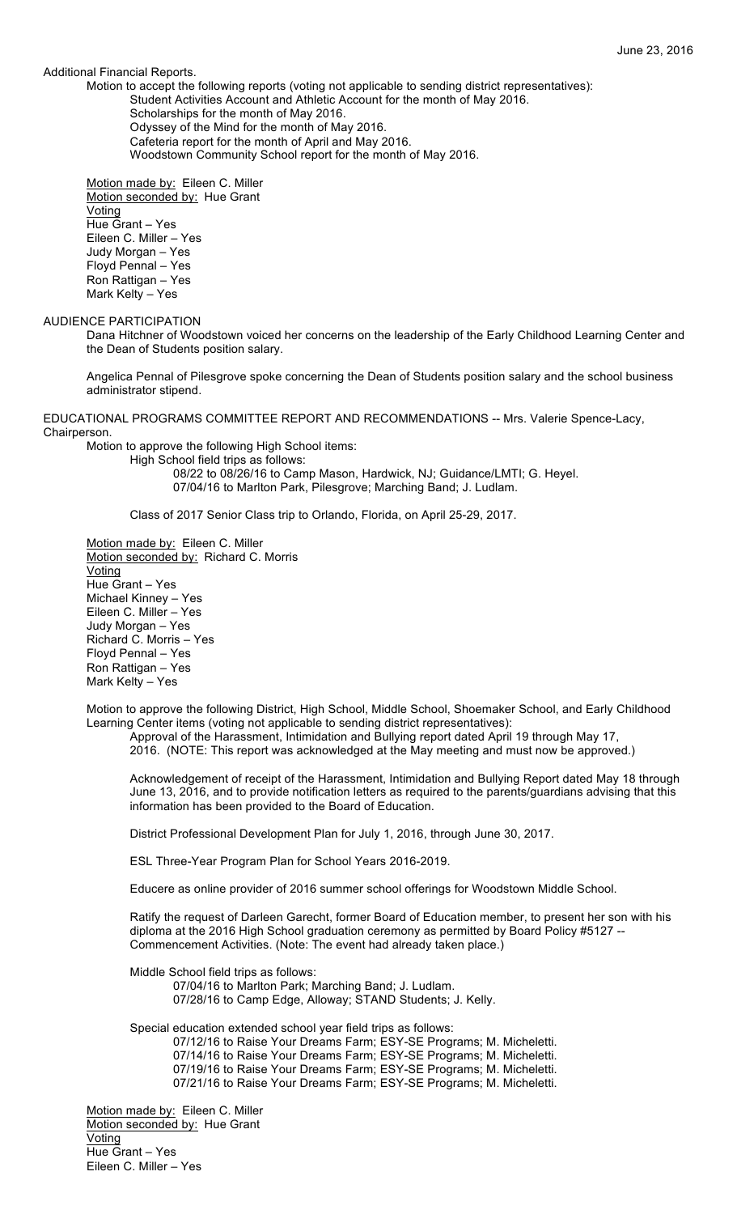Additional Financial Reports.

Motion to accept the following reports (voting not applicable to sending district representatives):

Student Activities Account and Athletic Account for the month of May 2016.
Scholarships for the month of May 2016.
Odyssey of the Mind for the month of May 2016.
Cafeteria report for the month of April and May 2016.
Woodstown Community School report for the month of May 2016.

Motion made by: Eileen C. Miller
Motion seconded by: Hue Grant
Voting
Hue Grant – Yes
Eileen C. Miller – Yes
Judy Morgan – Yes
Floyd Pennal – Yes
Ron Rattigan – Yes
Mark Kelty – Yes

AUDIENCE PARTICIPATION

Dana Hitchner of Woodstown voiced her concerns on the leadership of the Early Childhood Learning Center and the Dean of Students position salary.

Angelica Pennal of Pilesgrove spoke concerning the Dean of Students position salary and the school business administrator stipend.

EDUCATIONAL PROGRAMS COMMITTEE REPORT AND RECOMMENDATIONS -- Mrs. Valerie Spence-Lacy, Chairperson.

Motion to approve the following High School items:

High School field trips as follows:

08/22 to 08/26/16 to Camp Mason, Hardwick, NJ; Guidance/LMTI; G. Heyel.
07/04/16 to Marlton Park, Pilesgrove; Marching Band; J. Ludlam.

Class of 2017 Senior Class trip to Orlando, Florida, on April 25-29, 2017.

Motion made by: Eileen C. Miller
Motion seconded by: Richard C. Morris
Voting
Hue Grant – Yes
Michael Kinney – Yes
Eileen C. Miller – Yes
Judy Morgan – Yes
Richard C. Morris – Yes
Floyd Pennal – Yes
Ron Rattigan – Yes
Mark Kelty – Yes

Motion to approve the following District, High School, Middle School, Shoemaker School, and Early Childhood Learning Center items (voting not applicable to sending district representatives):

Approval of the Harassment, Intimidation and Bullying report dated April 19 through May 17, 2016. (NOTE: This report was acknowledged at the May meeting and must now be approved.)

Acknowledgement of receipt of the Harassment, Intimidation and Bullying Report dated May 18 through June 13, 2016, and to provide notification letters as required to the parents/guardians advising that this information has been provided to the Board of Education.

District Professional Development Plan for July 1, 2016, through June 30, 2017.

ESL Three-Year Program Plan for School Years 2016-2019.

Educere as online provider of 2016 summer school offerings for Woodstown Middle School.

Ratify the request of Darleen Garecht, former Board of Education member, to present her son with his diploma at the 2016 High School graduation ceremony as permitted by Board Policy #5127 -- Commencement Activities. (Note: The event had already taken place.)

Middle School field trips as follows:

07/04/16 to Marlton Park; Marching Band; J. Ludlam.
07/28/16 to Camp Edge, Alloway; STAND Students; J. Kelly.

Special education extended school year field trips as follows:

07/12/16 to Raise Your Dreams Farm; ESY-SE Programs; M. Micheletti.
07/14/16 to Raise Your Dreams Farm; ESY-SE Programs; M. Micheletti.
07/19/16 to Raise Your Dreams Farm; ESY-SE Programs; M. Micheletti.
07/21/16 to Raise Your Dreams Farm; ESY-SE Programs; M. Micheletti.

Motion made by: Eileen C. Miller
Motion seconded by: Hue Grant
Voting
Hue Grant – Yes
Eileen C. Miller – Yes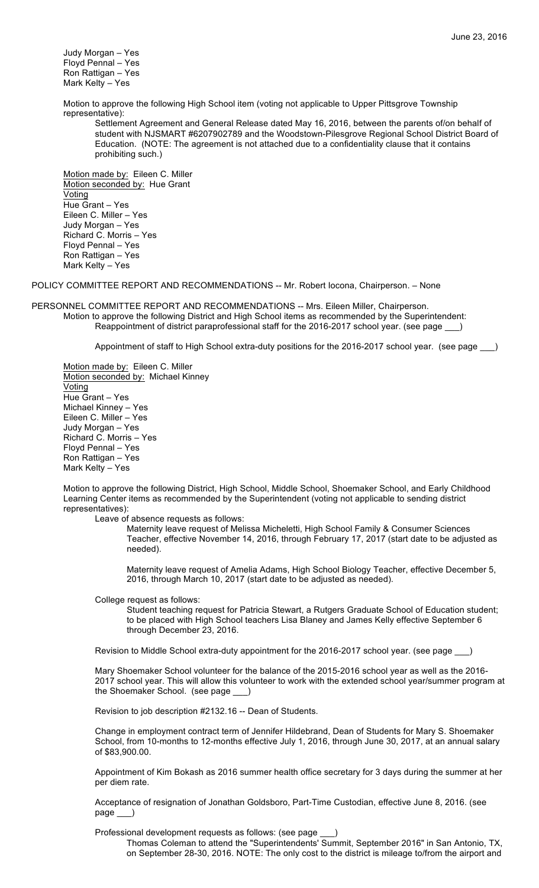Judy Morgan – Yes
Floyd Pennal – Yes
Ron Rattigan – Yes
Mark Kelty – Yes

Motion to approve the following High School item (voting not applicable to Upper Pittsgrove Township representative):

Settlement Agreement and General Release dated May 16, 2016, between the parents of/on behalf of student with NJSMART #6207902789 and the Woodstown-Pilesgrove Regional School District Board of Education. (NOTE: The agreement is not attached due to a confidentiality clause that it contains prohibiting such.)

Motion made by: Eileen C. Miller
Motion seconded by: Hue Grant
Voting
Hue Grant – Yes
Eileen C. Miller – Yes
Judy Morgan – Yes
Richard C. Morris – Yes
Floyd Pennal – Yes
Ron Rattigan – Yes
Mark Kelty – Yes

POLICY COMMITTEE REPORT AND RECOMMENDATIONS -- Mr. Robert Iocona, Chairperson. – None

PERSONNEL COMMITTEE REPORT AND RECOMMENDATIONS -- Mrs. Eileen Miller, Chairperson.

Motion to approve the following District and High School items as recommended by the Superintendent:

Reappointment of district paraprofessional staff for the 2016-2017 school year. (see page ___)

Appointment of staff to High School extra-duty positions for the 2016-2017 school year. (see page ___)

Motion made by: Eileen C. Miller
Motion seconded by: Michael Kinney
Voting
Hue Grant – Yes
Michael Kinney – Yes
Eileen C. Miller – Yes
Judy Morgan – Yes
Richard C. Morris – Yes
Floyd Pennal – Yes
Ron Rattigan – Yes
Mark Kelty – Yes

Motion to approve the following District, High School, Middle School, Shoemaker School, and Early Childhood Learning Center items as recommended by the Superintendent (voting not applicable to sending district representatives):

Leave of absence requests as follows:

Maternity leave request of Melissa Micheletti, High School Family & Consumer Sciences Teacher, effective November 14, 2016, through February 17, 2017 (start date to be adjusted as needed).

Maternity leave request of Amelia Adams, High School Biology Teacher, effective December 5, 2016, through March 10, 2017 (start date to be adjusted as needed).

College request as follows:

Student teaching request for Patricia Stewart, a Rutgers Graduate School of Education student; to be placed with High School teachers Lisa Blaney and James Kelly effective September 6 through December 23, 2016.

Revision to Middle School extra-duty appointment for the 2016-2017 school year. (see page ___)

Mary Shoemaker School volunteer for the balance of the 2015-2016 school year as well as the 2016-2017 school year. This will allow this volunteer to work with the extended school year/summer program at the Shoemaker School. (see page ___)

Revision to job description #2132.16 -- Dean of Students.

Change in employment contract term of Jennifer Hildebrand, Dean of Students for Mary S. Shoemaker School, from 10-months to 12-months effective July 1, 2016, through June 30, 2017, at an annual salary of $83,900.00.

Appointment of Kim Bokash as 2016 summer health office secretary for 3 days during the summer at her per diem rate.

Acceptance of resignation of Jonathan Goldsboro, Part-Time Custodian, effective June 8, 2016. (see page ___)

Professional development requests as follows: (see page ___)

Thomas Coleman to attend the "Superintendents' Summit, September 2016" in San Antonio, TX, on September 28-30, 2016. NOTE: The only cost to the district is mileage to/from the airport and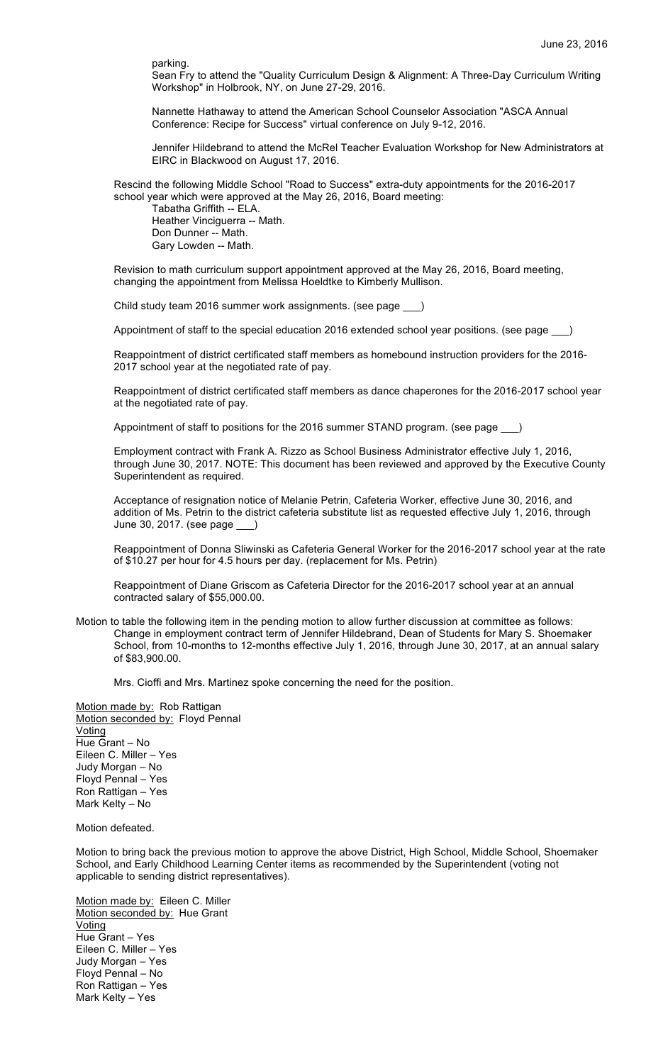parking.

Sean Fry to attend the "Quality Curriculum Design & Alignment: A Three-Day Curriculum Writing Workshop" in Holbrook, NY, on June 27-29, 2016.

Nannette Hathaway to attend the American School Counselor Association "ASCA Annual Conference: Recipe for Success" virtual conference on July 9-12, 2016.

Jennifer Hildebrand to attend the McRel Teacher Evaluation Workshop for New Administrators at EIRC in Blackwood on August 17, 2016.

Rescind the following Middle School "Road to Success" extra-duty appointments for the 2016-2017 school year which were approved at the May 26, 2016, Board meeting:

Tabatha Griffith -- ELA.
Heather Vinciguerra -- Math.
Don Dunner -- Math.
Gary Lowden -- Math.

Revision to math curriculum support appointment approved at the May 26, 2016, Board meeting, changing the appointment from Melissa Hoeldtke to Kimberly Mullison.

Child study team 2016 summer work assignments. (see page ___)

Appointment of staff to the special education 2016 extended school year positions. (see page ___)

Reappointment of district certificated staff members as homebound instruction providers for the 2016-2017 school year at the negotiated rate of pay.

Reappointment of district certificated staff members as dance chaperones for the 2016-2017 school year at the negotiated rate of pay.

Appointment of staff to positions for the 2016 summer STAND program. (see page ___)

Employment contract with Frank A. Rizzo as School Business Administrator effective July 1, 2016, through June 30, 2017. NOTE: This document has been reviewed and approved by the Executive County Superintendent as required.

Acceptance of resignation notice of Melanie Petrin, Cafeteria Worker, effective June 30, 2016, and addition of Ms. Petrin to the district cafeteria substitute list as requested effective July 1, 2016, through June 30, 2017. (see page ___)

Reappointment of Donna Sliwinski as Cafeteria General Worker for the 2016-2017 school year at the rate of $10.27 per hour for 4.5 hours per day. (replacement for Ms. Petrin)

Reappointment of Diane Griscom as Cafeteria Director for the 2016-2017 school year at an annual contracted salary of $55,000.00.

Motion to table the following item in the pending motion to allow further discussion at committee as follows:

Change in employment contract term of Jennifer Hildebrand, Dean of Students for Mary S. Shoemaker School, from 10-months to 12-months effective July 1, 2016, through June 30, 2017, at an annual salary of $83,900.00.

Mrs. Cioffi and Mrs. Martinez spoke concerning the need for the position.

Motion made by: Rob Rattigan
Motion seconded by: Floyd Pennal
Voting
Hue Grant – No
Eileen C. Miller – Yes
Judy Morgan – No
Floyd Pennal – Yes
Ron Rattigan – Yes
Mark Kelty – No

Motion defeated.

Motion to bring back the previous motion to approve the above District, High School, Middle School, Shoemaker School, and Early Childhood Learning Center items as recommended by the Superintendent (voting not applicable to sending district representatives).

Motion made by: Eileen C. Miller
Motion seconded by: Hue Grant
Voting
Hue Grant – Yes
Eileen C. Miller – Yes
Judy Morgan – Yes
Floyd Pennal – No
Ron Rattigan – Yes
Mark Kelty – Yes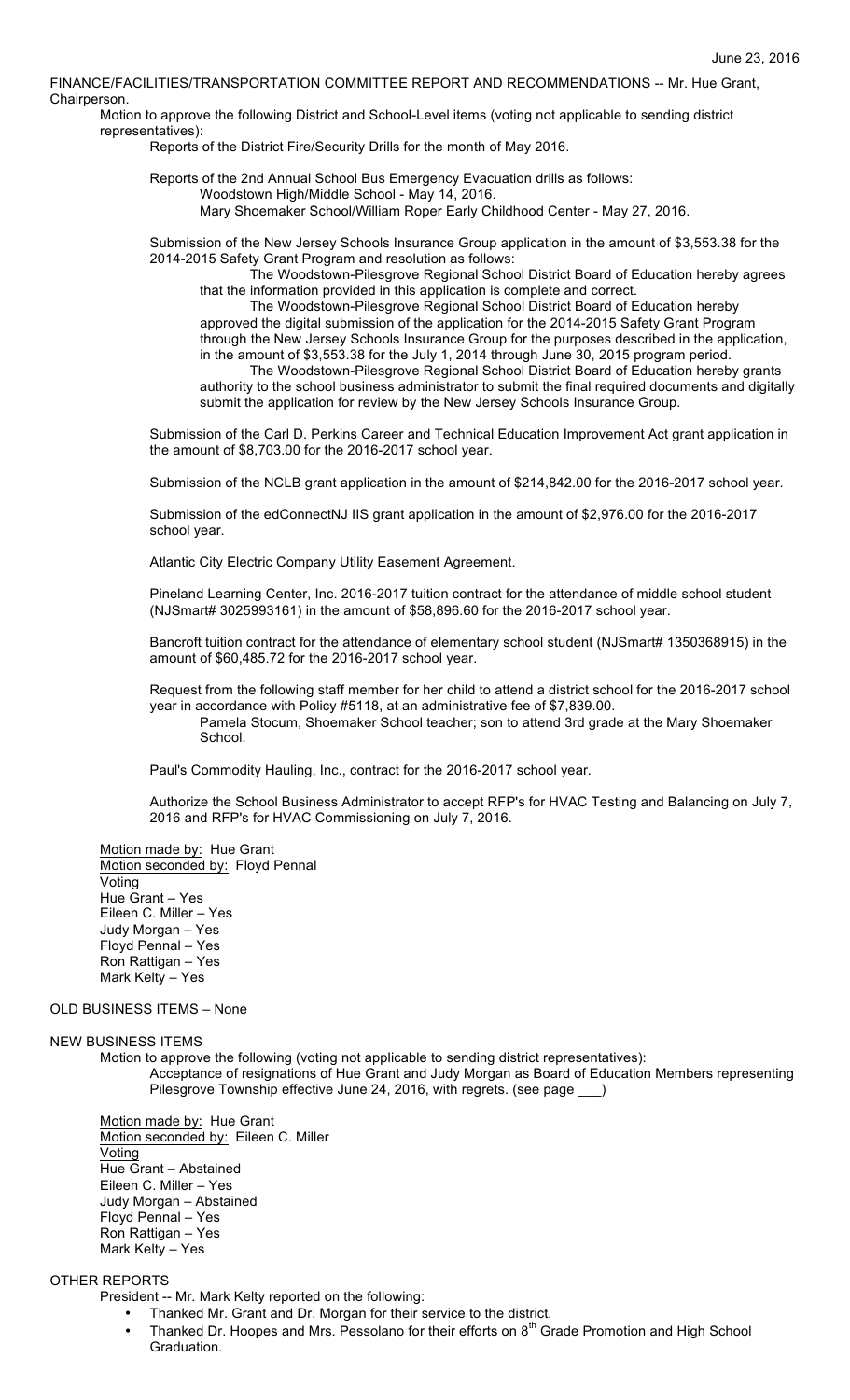June 23, 2016

FINANCE/FACILITIES/TRANSPORTATION COMMITTEE REPORT AND RECOMMENDATIONS -- Mr. Hue Grant, Chairperson.

Motion to approve the following District and School-Level items (voting not applicable to sending district representatives):

Reports of the District Fire/Security Drills for the month of May 2016.

Reports of the 2nd Annual School Bus Emergency Evacuation drills as follows:

Woodstown High/Middle School - May 14, 2016.
Mary Shoemaker School/William Roper Early Childhood Center - May 27, 2016.

Submission of the New Jersey Schools Insurance Group application in the amount of $3,553.38 for the 2014-2015 Safety Grant Program and resolution as follows:

The Woodstown-Pilesgrove Regional School District Board of Education hereby agrees that the information provided in this application is complete and correct.

The Woodstown-Pilesgrove Regional School District Board of Education hereby approved the digital submission of the application for the 2014-2015 Safety Grant Program through the New Jersey Schools Insurance Group for the purposes described in the application, in the amount of $3,553.38 for the July 1, 2014 through June 30, 2015 program period.

The Woodstown-Pilesgrove Regional School District Board of Education hereby grants authority to the school business administrator to submit the final required documents and digitally submit the application for review by the New Jersey Schools Insurance Group.

Submission of the Carl D. Perkins Career and Technical Education Improvement Act grant application in the amount of $8,703.00 for the 2016-2017 school year.

Submission of the NCLB grant application in the amount of $214,842.00 for the 2016-2017 school year.

Submission of the edConnectNJ IIS grant application in the amount of $2,976.00 for the 2016-2017 school year.

Atlantic City Electric Company Utility Easement Agreement.

Pineland Learning Center, Inc. 2016-2017 tuition contract for the attendance of middle school student (NJSmart# 3025993161) in the amount of $58,896.60 for the 2016-2017 school year.

Bancroft tuition contract for the attendance of elementary school student (NJSmart# 1350368915) in the amount of $60,485.72 for the 2016-2017 school year.

Request from the following staff member for her child to attend a district school for the 2016-2017 school year in accordance with Policy #5118, at an administrative fee of $7,839.00.

Pamela Stocum, Shoemaker School teacher; son to attend 3rd grade at the Mary Shoemaker School.

Paul's Commodity Hauling, Inc., contract for the 2016-2017 school year.

Authorize the School Business Administrator to accept RFP's for HVAC Testing and Balancing on July 7, 2016 and RFP's for HVAC Commissioning on July 7, 2016.

Motion made by: Hue Grant
Motion seconded by: Floyd Pennal
Voting
Hue Grant – Yes
Eileen C. Miller – Yes
Judy Morgan – Yes
Floyd Pennal – Yes
Ron Rattigan – Yes
Mark Kelty – Yes

OLD BUSINESS ITEMS – None

NEW BUSINESS ITEMS

Motion to approve the following (voting not applicable to sending district representatives):

Acceptance of resignations of Hue Grant and Judy Morgan as Board of Education Members representing Pilesgrove Township effective June 24, 2016, with regrets. (see page ___)

Motion made by: Hue Grant
Motion seconded by: Eileen C. Miller
Voting
Hue Grant – Abstained
Eileen C. Miller – Yes
Judy Morgan – Abstained
Floyd Pennal – Yes
Ron Rattigan – Yes
Mark Kelty – Yes

OTHER REPORTS

President -- Mr. Mark Kelty reported on the following:

- Thanked Mr. Grant and Dr. Morgan for their service to the district.
- Thanked Dr. Hoopes and Mrs. Pessolano for their efforts on 8th Grade Promotion and High School Graduation.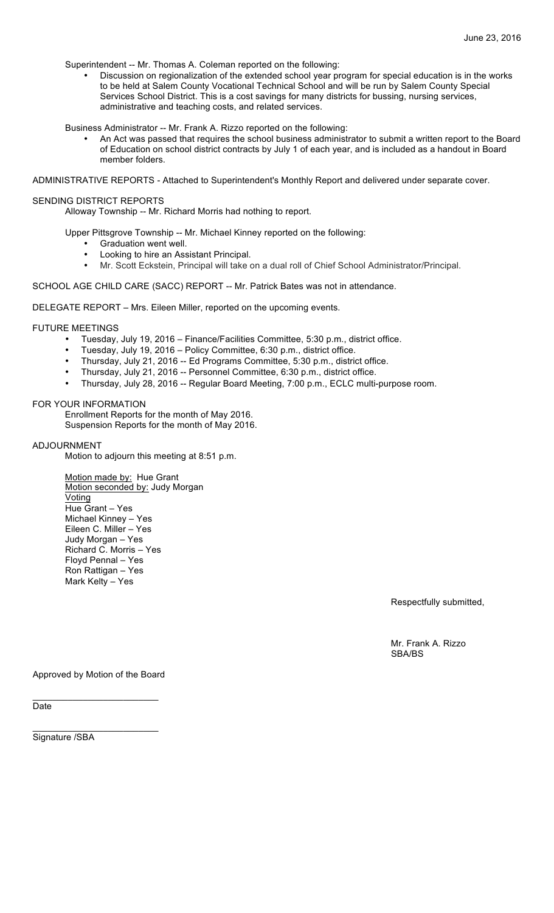June 23, 2016

Superintendent -- Mr. Thomas A. Coleman reported on the following:

- Discussion on regionalization of the extended school year program for special education is in the works to be held at Salem County Vocational Technical School and will be run by Salem County Special Services School District. This is a cost savings for many districts for bussing, nursing services, administrative and teaching costs, and related services.

Business Administrator -- Mr. Frank A. Rizzo reported on the following:

- An Act was passed that requires the school business administrator to submit a written report to the Board of Education on school district contracts by July 1 of each year, and is included as a handout in Board member folders.

ADMINISTRATIVE REPORTS - Attached to Superintendent's Monthly Report and delivered under separate cover.

SENDING DISTRICT REPORTS

Alloway Township -- Mr. Richard Morris had nothing to report.

Upper Pittsgrove Township -- Mr. Michael Kinney reported on the following:

- Graduation went well.
- Looking to hire an Assistant Principal.
- Mr. Scott Eckstein, Principal will take on a dual roll of Chief School Administrator/Principal.

SCHOOL AGE CHILD CARE (SACC) REPORT -- Mr. Patrick Bates was not in attendance.

DELEGATE REPORT – Mrs. Eileen Miller, reported on the upcoming events.

FUTURE MEETINGS

- Tuesday, July 19, 2016 – Finance/Facilities Committee, 5:30 p.m., district office.
- Tuesday, July 19, 2016 – Policy Committee, 6:30 p.m., district office.
- Thursday, July 21, 2016 -- Ed Programs Committee, 5:30 p.m., district office.
- Thursday, July 21, 2016 -- Personnel Committee, 6:30 p.m., district office.
- Thursday, July 28, 2016 -- Regular Board Meeting, 7:00 p.m., ECLC multi-purpose room.

FOR YOUR INFORMATION

Enrollment Reports for the month of May 2016.
Suspension Reports for the month of May 2016.

ADJOURNMENT

Motion to adjourn this meeting at 8:51 p.m.

Motion made by: Hue Grant
Motion seconded by: Judy Morgan
Voting
Hue Grant – Yes
Michael Kinney – Yes
Eileen C. Miller – Yes
Judy Morgan – Yes
Richard C. Morris – Yes
Floyd Pennal – Yes
Ron Rattigan – Yes
Mark Kelty – Yes

Respectfully submitted,

Mr. Frank A. Rizzo
SBA/BS

Approved by Motion of the Board

_________________________
Date

_________________________
Signature /SBA